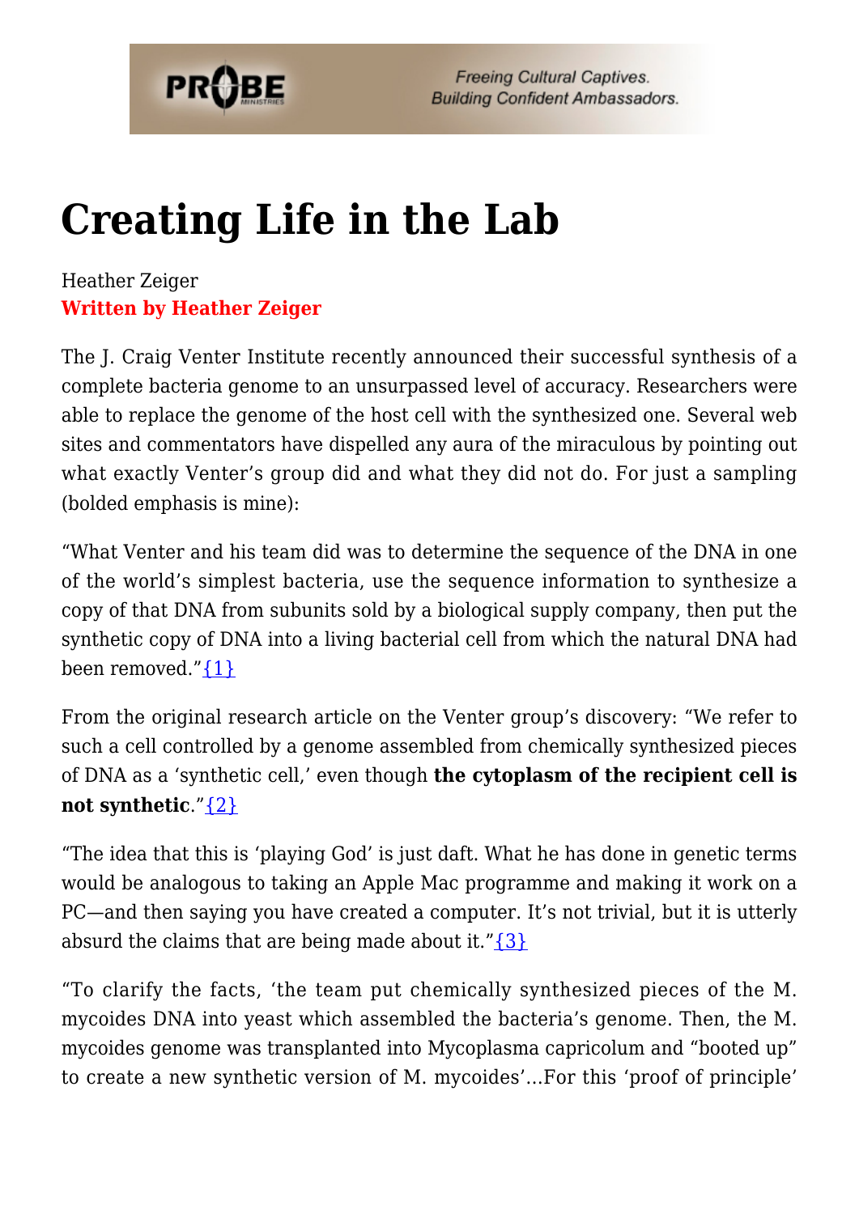# Creating Life in the Lab

Heather Zeiger
**Written by Heather Zeiger**

The J. Craig Venter Institute recently announced their successful synthesis of a complete bacteria genome to an unsurpassed level of accuracy. Researchers were able to replace the genome of the host cell with the synthesized one. Several web sites and commentators have dispelled any aura of the miraculous by pointing out what exactly Venter's group did and what they did not do. For just a sampling (bolded emphasis is mine):

"What Venter and his team did was to determine the sequence of the DNA in one of the world's simplest bacteria, use the sequence information to synthesize a copy of that DNA from subunits sold by a biological supply company, then put the synthetic copy of DNA into a living bacterial cell from which the natural DNA had been removed."{1}

From the original research article on the Venter group's discovery: "We refer to such a cell controlled by a genome assembled from chemically synthesized pieces of DNA as a 'synthetic cell,' even though **the cytoplasm of the recipient cell is not synthetic**."{2}

"The idea that this is 'playing God' is just daft. What he has done in genetic terms would be analogous to taking an Apple Mac programme and making it work on a PC—and then saying you have created a computer. It's not trivial, but it is utterly absurd the claims that are being made about it."{3}

"To clarify the facts, 'the team put chemically synthesized pieces of the M. mycoides DNA into yeast which assembled the bacteria's genome. Then, the M. mycoides genome was transplanted into Mycoplasma capricolum and "booted up" to create a new synthetic version of M. mycoides'…For this 'proof of principle'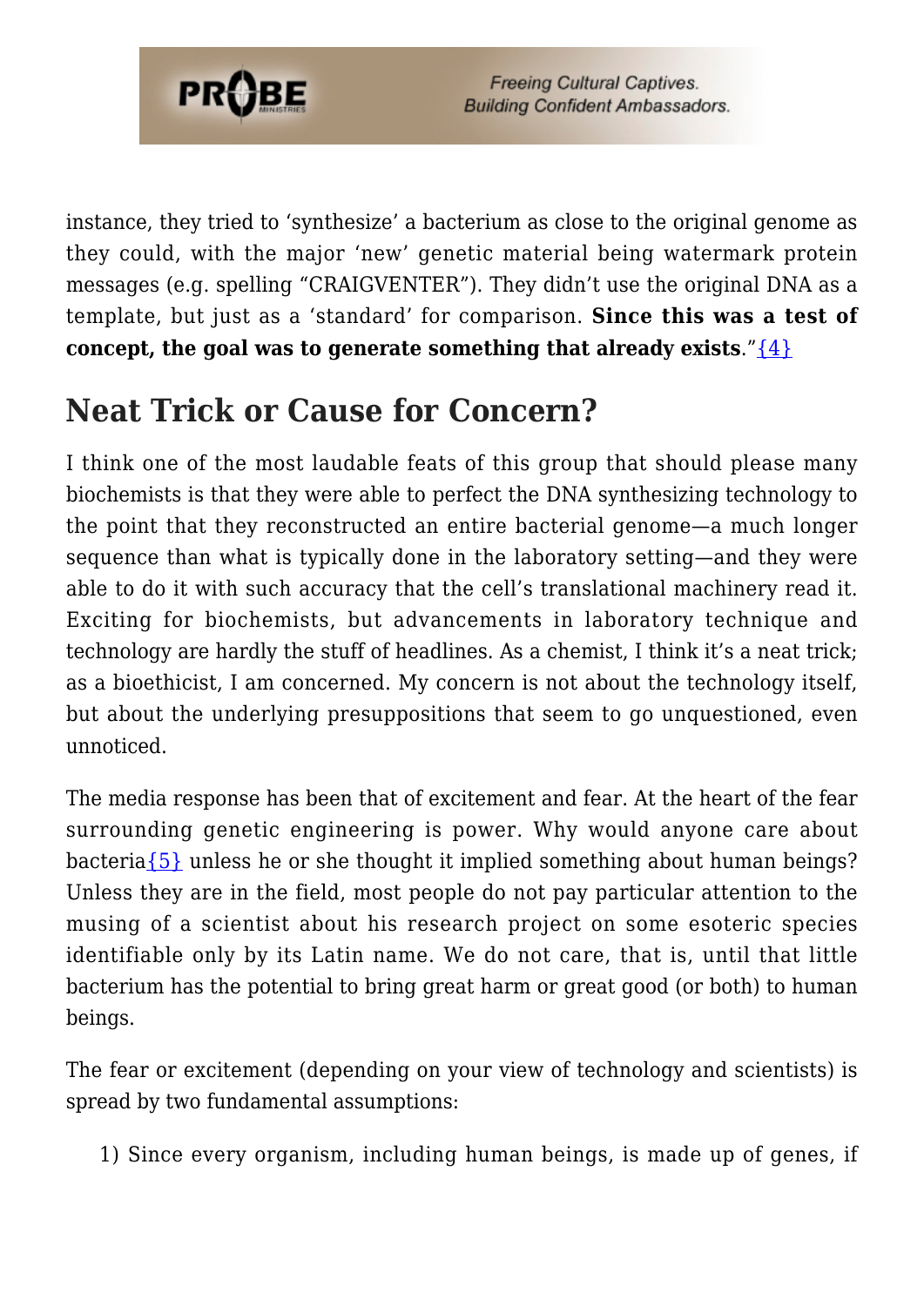instance, they tried to 'synthesize' a bacterium as close to the original genome as they could, with the major 'new' genetic material being watermark protein messages (e.g. spelling "CRAIGVENTER"). They didn't use the original DNA as a template, but just as a 'standard' for comparison. **Since this was a test of concept, the goal was to generate something that already exists**."{4}

## Neat Trick or Cause for Concern?

I think one of the most laudable feats of this group that should please many biochemists is that they were able to perfect the DNA synthesizing technology to the point that they reconstructed an entire bacterial genome—a much longer sequence than what is typically done in the laboratory setting—and they were able to do it with such accuracy that the cell's translational machinery read it. Exciting for biochemists, but advancements in laboratory technique and technology are hardly the stuff of headlines. As a chemist, I think it's a neat trick; as a bioethicist, I am concerned. My concern is not about the technology itself, but about the underlying presuppositions that seem to go unquestioned, even unnoticed.

The media response has been that of excitement and fear. At the heart of the fear surrounding genetic engineering is power. Why would anyone care about bacteria{5} unless he or she thought it implied something about human beings? Unless they are in the field, most people do not pay particular attention to the musing of a scientist about his research project on some esoteric species identifiable only by its Latin name. We do not care, that is, until that little bacterium has the potential to bring great harm or great good (or both) to human beings.

The fear or excitement (depending on your view of technology and scientists) is spread by two fundamental assumptions:

1) Since every organism, including human beings, is made up of genes, if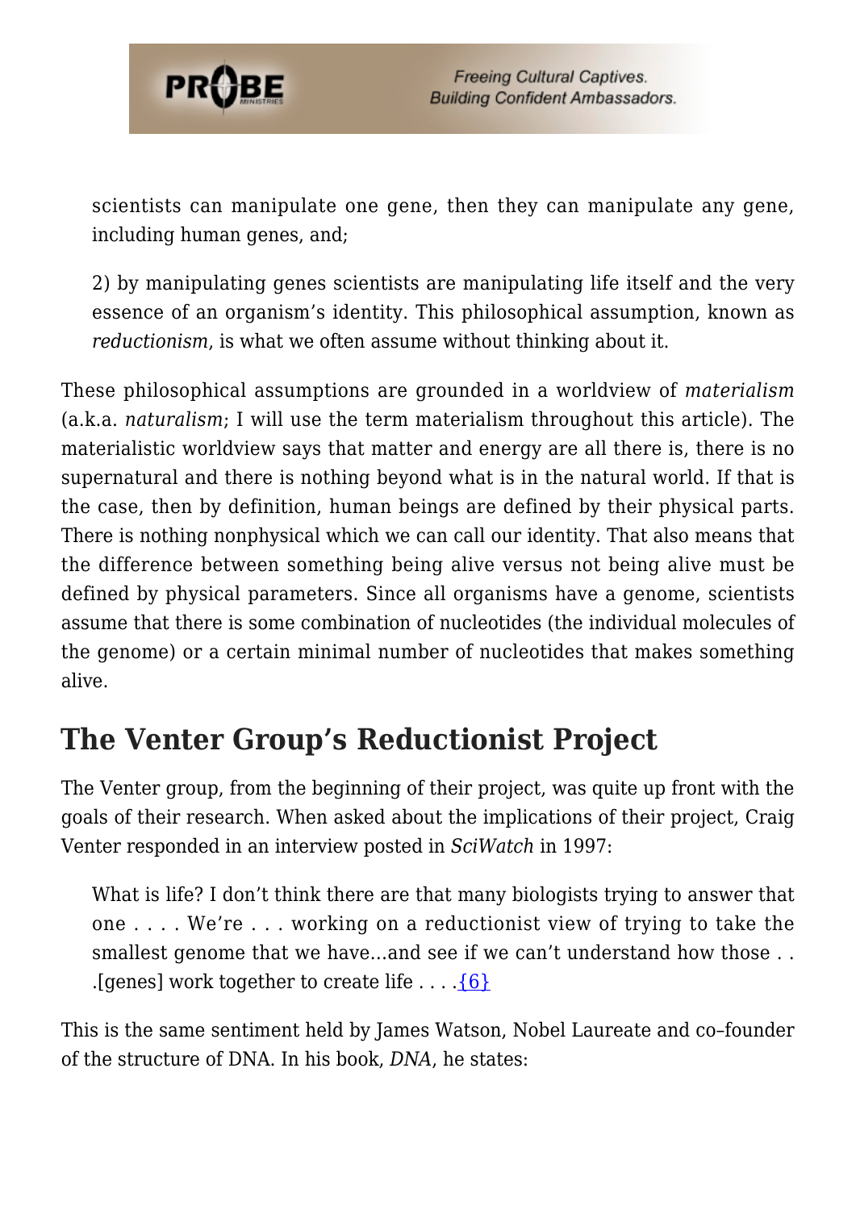> scientists can manipulate one gene, then they can manipulate any gene, including human genes, and;
>
> 2) by manipulating genes scientists are manipulating life itself and the very essence of an organism's identity. This philosophical assumption, known as *reductionism*, is what we often assume without thinking about it.

These philosophical assumptions are grounded in a worldview of *materialism* (a.k.a. *naturalism*; I will use the term materialism throughout this article). The materialistic worldview says that matter and energy are all there is, there is no supernatural and there is nothing beyond what is in the natural world. If that is the case, then by definition, human beings are defined by their physical parts. There is nothing nonphysical which we can call our identity. That also means that the difference between something being alive versus not being alive must be defined by physical parameters. Since all organisms have a genome, scientists assume that there is some combination of nucleotides (the individual molecules of the genome) or a certain minimal number of nucleotides that makes something alive.

## The Venter Group's Reductionist Project

The Venter group, from the beginning of their project, was quite up front with the goals of their research. When asked about the implications of their project, Craig Venter responded in an interview posted in *SciWatch* in 1997:

> What is life? I don't think there are that many biologists trying to answer that one . . . . We're . . . working on a reductionist view of trying to take the smallest genome that we have...and see if we can't understand how those . . .[genes] work together to create life . . . .{6}

This is the same sentiment held by James Watson, Nobel Laureate and co–founder of the structure of DNA. In his book, *DNA*, he states: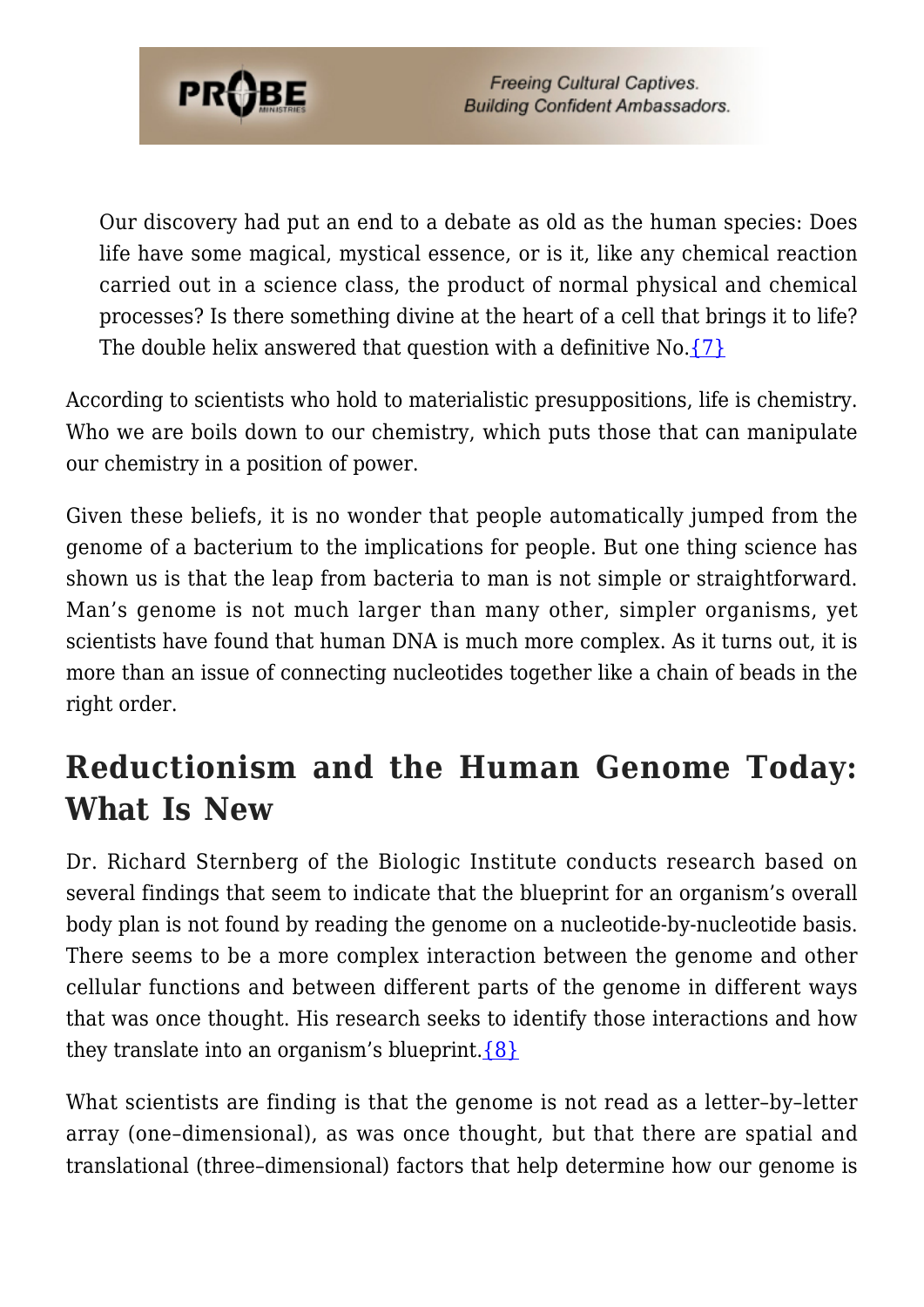> Our discovery had put an end to a debate as old as the human species: Does life have some magical, mystical essence, or is it, like any chemical reaction carried out in a science class, the product of normal physical and chemical processes? Is there something divine at the heart of a cell that brings it to life? The double helix answered that question with a definitive No.{7}

According to scientists who hold to materialistic presuppositions, life is chemistry. Who we are boils down to our chemistry, which puts those that can manipulate our chemistry in a position of power.

Given these beliefs, it is no wonder that people automatically jumped from the genome of a bacterium to the implications for people. But one thing science has shown us is that the leap from bacteria to man is not simple or straightforward. Man's genome is not much larger than many other, simpler organisms, yet scientists have found that human DNA is much more complex. As it turns out, it is more than an issue of connecting nucleotides together like a chain of beads in the right order.

## Reductionism and the Human Genome Today: What Is New

Dr. Richard Sternberg of the Biologic Institute conducts research based on several findings that seem to indicate that the blueprint for an organism's overall body plan is not found by reading the genome on a nucleotide-by-nucleotide basis. There seems to be a more complex interaction between the genome and other cellular functions and between different parts of the genome in different ways that was once thought. His research seeks to identify those interactions and how they translate into an organism's blueprint.{8}

What scientists are finding is that the genome is not read as a letter–by–letter array (one–dimensional), as was once thought, but that there are spatial and translational (three–dimensional) factors that help determine how our genome is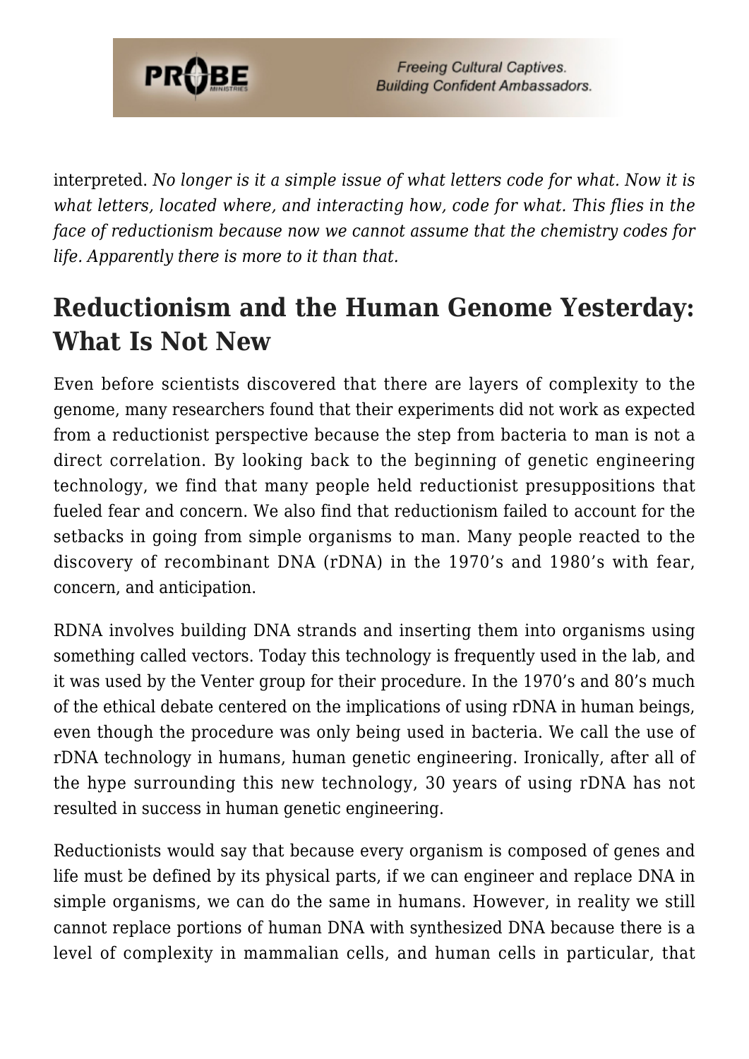interpreted. *No longer is it a simple issue of what letters code for what. Now it is what letters, located where, and interacting how, code for what. This flies in the face of reductionism because now we cannot assume that the chemistry codes for life. Apparently there is more to it than that.*

## Reductionism and the Human Genome Yesterday: What Is Not New

Even before scientists discovered that there are layers of complexity to the genome, many researchers found that their experiments did not work as expected from a reductionist perspective because the step from bacteria to man is not a direct correlation. By looking back to the beginning of genetic engineering technology, we find that many people held reductionist presuppositions that fueled fear and concern. We also find that reductionism failed to account for the setbacks in going from simple organisms to man. Many people reacted to the discovery of recombinant DNA (rDNA) in the 1970's and 1980's with fear, concern, and anticipation.

RDNA involves building DNA strands and inserting them into organisms using something called vectors. Today this technology is frequently used in the lab, and it was used by the Venter group for their procedure. In the 1970's and 80's much of the ethical debate centered on the implications of using rDNA in human beings, even though the procedure was only being used in bacteria. We call the use of rDNA technology in humans, human genetic engineering. Ironically, after all of the hype surrounding this new technology, 30 years of using rDNA has not resulted in success in human genetic engineering.

Reductionists would say that because every organism is composed of genes and life must be defined by its physical parts, if we can engineer and replace DNA in simple organisms, we can do the same in humans. However, in reality we still cannot replace portions of human DNA with synthesized DNA because there is a level of complexity in mammalian cells, and human cells in particular, that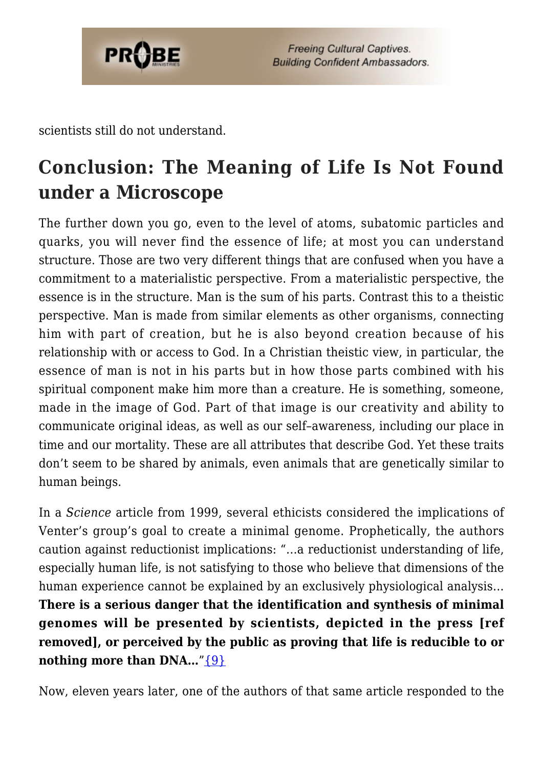scientists still do not understand.

## Conclusion: The Meaning of Life Is Not Found under a Microscope

The further down you go, even to the level of atoms, subatomic particles and quarks, you will never find the essence of life; at most you can understand structure. Those are two very different things that are confused when you have a commitment to a materialistic perspective. From a materialistic perspective, the essence is in the structure. Man is the sum of his parts. Contrast this to a theistic perspective. Man is made from similar elements as other organisms, connecting him with part of creation, but he is also beyond creation because of his relationship with or access to God. In a Christian theistic view, in particular, the essence of man is not in his parts but in how those parts combined with his spiritual component make him more than a creature. He is something, someone, made in the image of God. Part of that image is our creativity and ability to communicate original ideas, as well as our self–awareness, including our place in time and our mortality. These are all attributes that describe God. Yet these traits don't seem to be shared by animals, even animals that are genetically similar to human beings.

In a *Science* article from 1999, several ethicists considered the implications of Venter's group's goal to create a minimal genome. Prophetically, the authors caution against reductionist implications: "…a reductionist understanding of life, especially human life, is not satisfying to those who believe that dimensions of the human experience cannot be explained by an exclusively physiological analysis… **There is a serious danger that the identification and synthesis of minimal genomes will be presented by scientists, depicted in the press [ref removed], or perceived by the public as proving that life is reducible to or nothing more than DNA…**"{9}

Now, eleven years later, one of the authors of that same article responded to the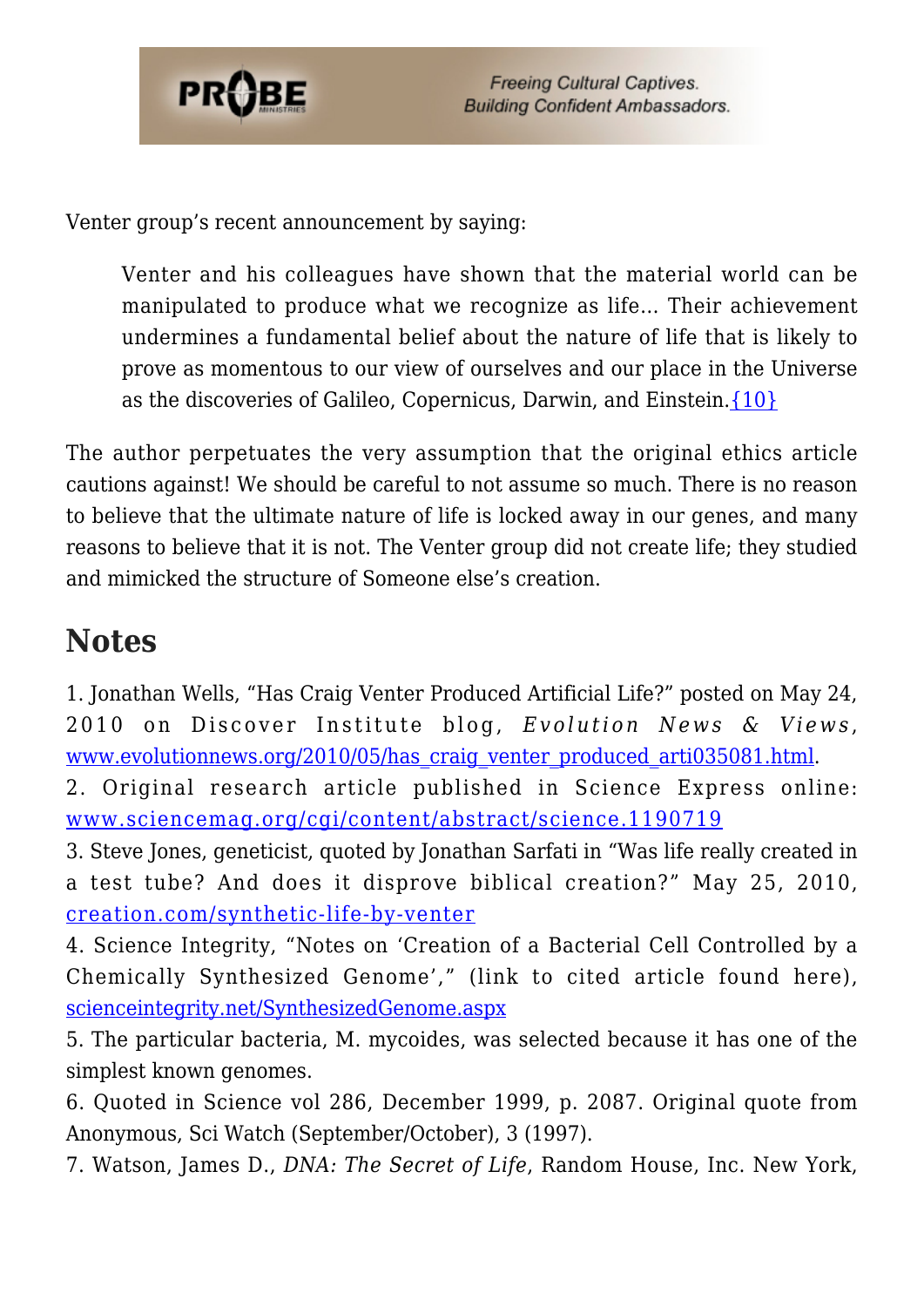Venter group's recent announcement by saying:

> Venter and his colleagues have shown that the material world can be manipulated to produce what we recognize as life… Their achievement undermines a fundamental belief about the nature of life that is likely to prove as momentous to our view of ourselves and our place in the Universe as the discoveries of Galileo, Copernicus, Darwin, and Einstein.{10}

The author perpetuates the very assumption that the original ethics article cautions against! We should be careful to not assume so much. There is no reason to believe that the ultimate nature of life is locked away in our genes, and many reasons to believe that it is not. The Venter group did not create life; they studied and mimicked the structure of Someone else's creation.

## Notes

1. Jonathan Wells, "Has Craig Venter Produced Artificial Life?" posted on May 24, 2010 on Discover Institute blog, *Evolution News & Views*, www.evolutionnews.org/2010/05/has_craig_venter_produced_arti035081.html.
2. Original research article published in Science Express online: www.sciencemag.org/cgi/content/abstract/science.1190719
3. Steve Jones, geneticist, quoted by Jonathan Sarfati in "Was life really created in a test tube? And does it disprove biblical creation?" May 25, 2010, creation.com/synthetic-life-by-venter
4. Science Integrity, "Notes on 'Creation of a Bacterial Cell Controlled by a Chemically Synthesized Genome'," (link to cited article found here), scienceintegrity.net/SynthesizedGenome.aspx
5. The particular bacteria, M. mycoides, was selected because it has one of the simplest known genomes.
6. Quoted in Science vol 286, December 1999, p. 2087. Original quote from Anonymous, Sci Watch (September/October), 3 (1997).
7. Watson, James D., *DNA: The Secret of Life*, Random House, Inc. New York,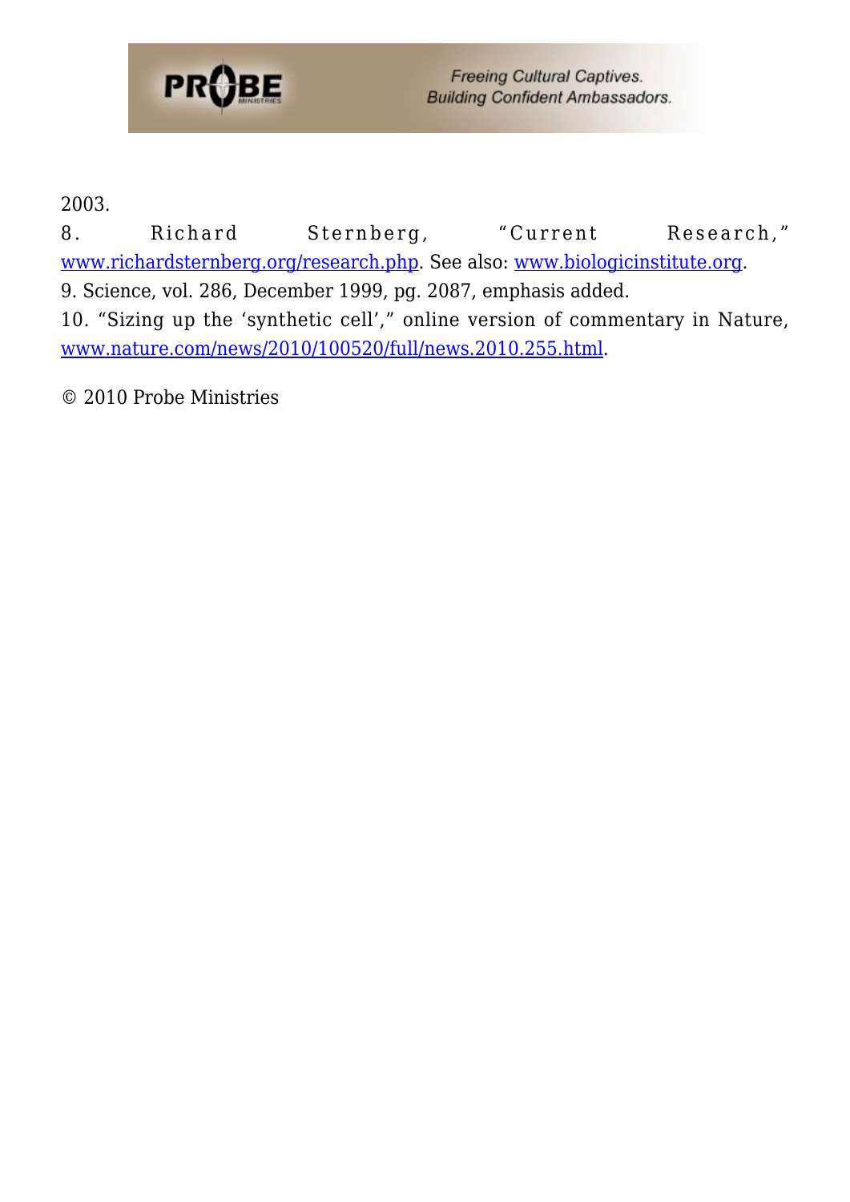2003.
8. Richard Sternberg, "Current Research," www.richardsternberg.org/research.php. See also: www.biologicinstitute.org.
9. Science, vol. 286, December 1999, pg. 2087, emphasis added.
10. "Sizing up the 'synthetic cell'," online version of commentary in Nature, www.nature.com/news/2010/100520/full/news.2010.255.html.

© 2010 Probe Ministries